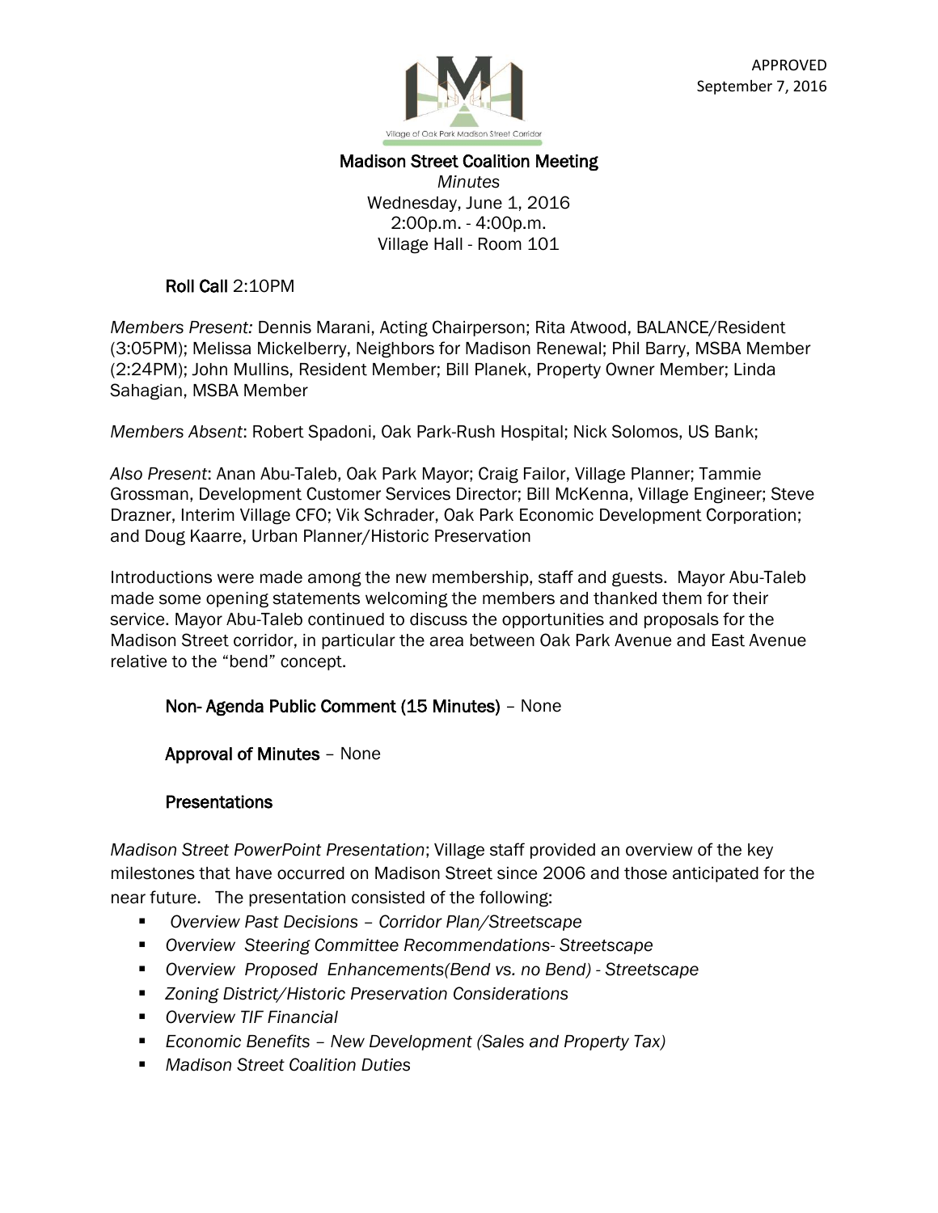APPROVED
September 7, 2016

Village of Oak Park Madison Street Corridor

# Madison Street Coalition Meeting

*Minutes*
Wednesday, June 1, 2016
2:00p.m. - 4:00p.m.
Village Hall - Room 101

**Roll Call** 2:10PM

*Members Present:* Dennis Marani, Acting Chairperson; Rita Atwood, BALANCE/Resident (3:05PM); Melissa Mickelberry, Neighbors for Madison Renewal; Phil Barry, MSBA Member (2:24PM); John Mullins, Resident Member; Bill Planek, Property Owner Member; Linda Sahagian, MSBA Member

*Members Absent*: Robert Spadoni, Oak Park-Rush Hospital; Nick Solomos, US Bank;

*Also Present*: Anan Abu-Taleb, Oak Park Mayor; Craig Failor, Village Planner; Tammie Grossman, Development Customer Services Director; Bill McKenna, Village Engineer; Steve Drazner, Interim Village CFO; Vik Schrader, Oak Park Economic Development Corporation; and Doug Kaarre, Urban Planner/Historic Preservation

Introductions were made among the new membership, staff and guests. Mayor Abu-Taleb made some opening statements welcoming the members and thanked them for their service. Mayor Abu-Taleb continued to discuss the opportunities and proposals for the Madison Street corridor, in particular the area between Oak Park Avenue and East Avenue relative to the "bend" concept.

**Non- Agenda Public Comment (15 Minutes)** – None

**Approval of Minutes** – None

**Presentations**

*Madison Street PowerPoint Presentation*; Village staff provided an overview of the key milestones that have occurred on Madison Street since 2006 and those anticipated for the near future. The presentation consisted of the following:

- *Overview Past Decisions – Corridor Plan/Streetscape*
- *Overview Steering Committee Recommendations- Streetscape*
- *Overview Proposed Enhancements(Bend vs. no Bend) - Streetscape*
- *Zoning District/Historic Preservation Considerations*
- *Overview TIF Financial*
- *Economic Benefits – New Development (Sales and Property Tax)*
- *Madison Street Coalition Duties*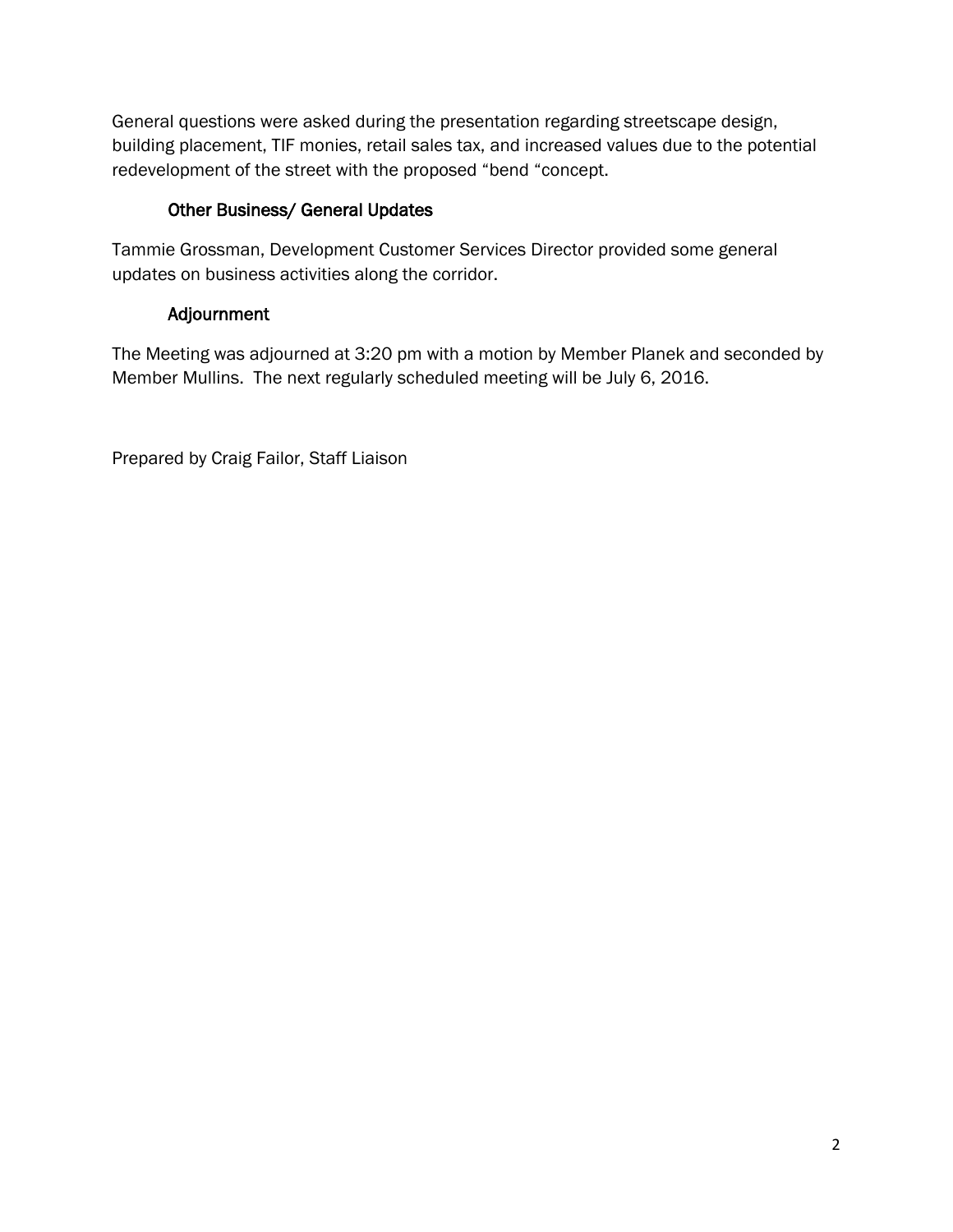General questions were asked during the presentation regarding streetscape design, building placement, TIF monies, retail sales tax, and increased values due to the potential redevelopment of the street with the proposed "bend "concept.

### Other Business/ General Updates

Tammie Grossman, Development Customer Services Director provided some general updates on business activities along the corridor.

### Adjournment

The Meeting was adjourned at 3:20 pm with a motion by Member Planek and seconded by Member Mullins. The next regularly scheduled meeting will be July 6, 2016.

Prepared by Craig Failor, Staff Liaison